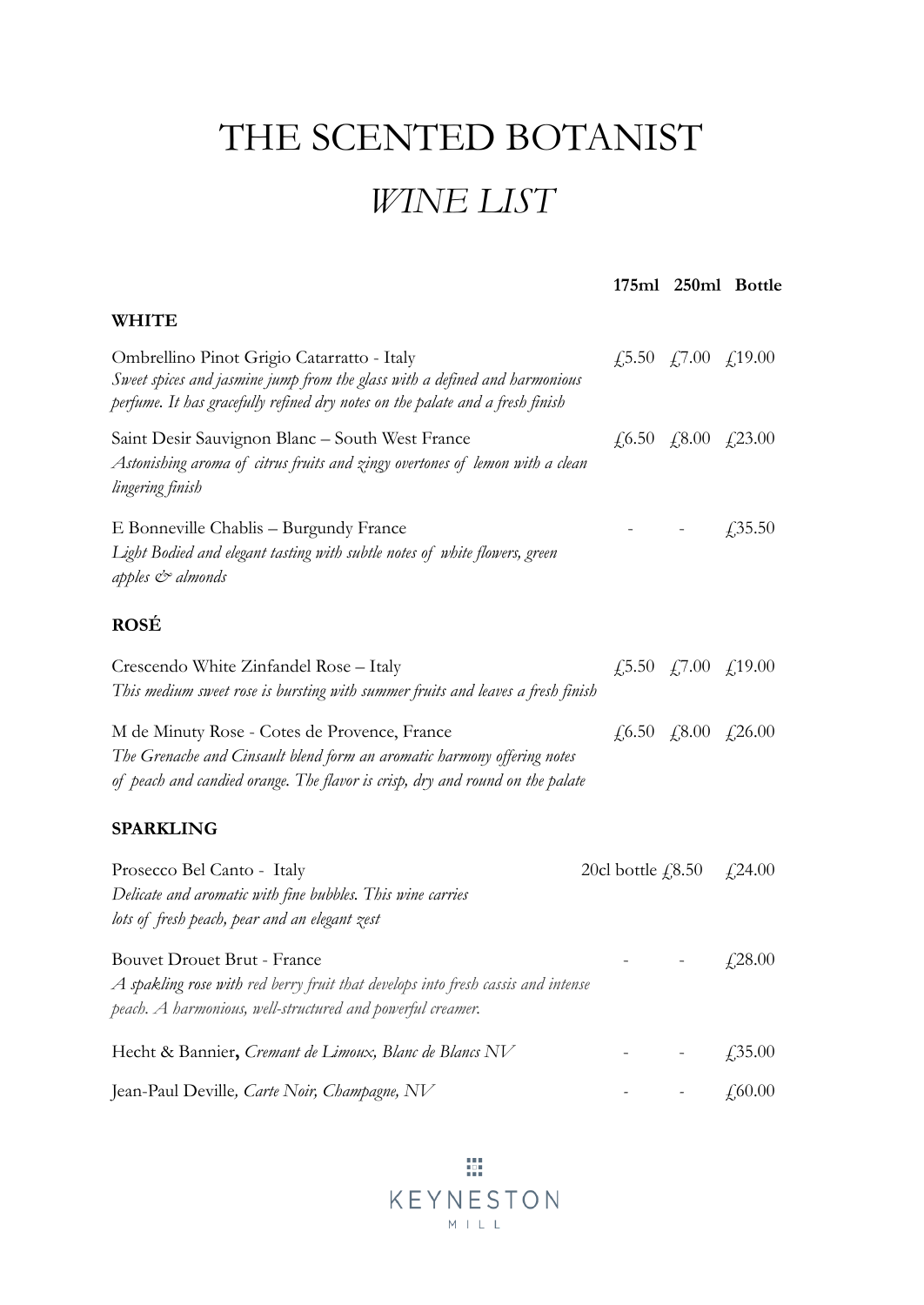# THE SCENTED BOTANIST

## *WINE LIST*

| | 175ml | 250ml | Bottle |
|---|---|---|---|
| **WHITE** | | | |
| Ombrellino Pinot Grigio Catarratto - Italy<br>*Sweet spices and jasmine jump from the glass with a defined and harmonious perfume. It has gracefully refined dry notes on the palate and a fresh finish* | £5.50 | £7.00 | £19.00 |
| Saint Desir Sauvignon Blanc – South West France<br>*Astonishing aroma of citrus fruits and zingy overtones of lemon with a clean lingering finish* | £6.50 | £8.00 | £23.00 |
| E Bonneville Chablis – Burgundy France<br>*Light Bodied and elegant tasting with subtle notes of white flowers, green apples & almonds* | - | - | £35.50 |
| **ROSÉ** | | | |
| Crescendo White Zinfandel Rose – Italy<br>*This medium sweet rose is bursting with summer fruits and leaves a fresh finish* | £5.50 | £7.00 | £19.00 |
| M de Minuty Rose - Cotes de Provence, France<br>*The Grenache and Cinsault blend form an aromatic harmony offering notes of peach and candied orange. The flavor is crisp, dry and round on the palate* | £6.50 | £8.00 | £26.00 |
| **SPARKLING** | | | |
| Prosecco Bel Canto - Italy<br>*Delicate and aromatic with fine bubbles. This wine carries lots of fresh peach, pear and an elegant zest* | 20cl bottle £8.50 | | £24.00 |
| Bouvet Drouet Brut - France<br>*A spakling rose with red berry fruit that develops into fresh cassis and intense peach. A harmonious, well-structured and powerful creamer.* | - | - | £28.00 |
| Hecht & Bannier**,** *Cremant de Limoux, Blanc de Blancs NV* | - | - | £35.00 |
| Jean-Paul Deville*, Carte Noir, Champagne, NV* | - | - | £60.00 |

KEYNESTON MILL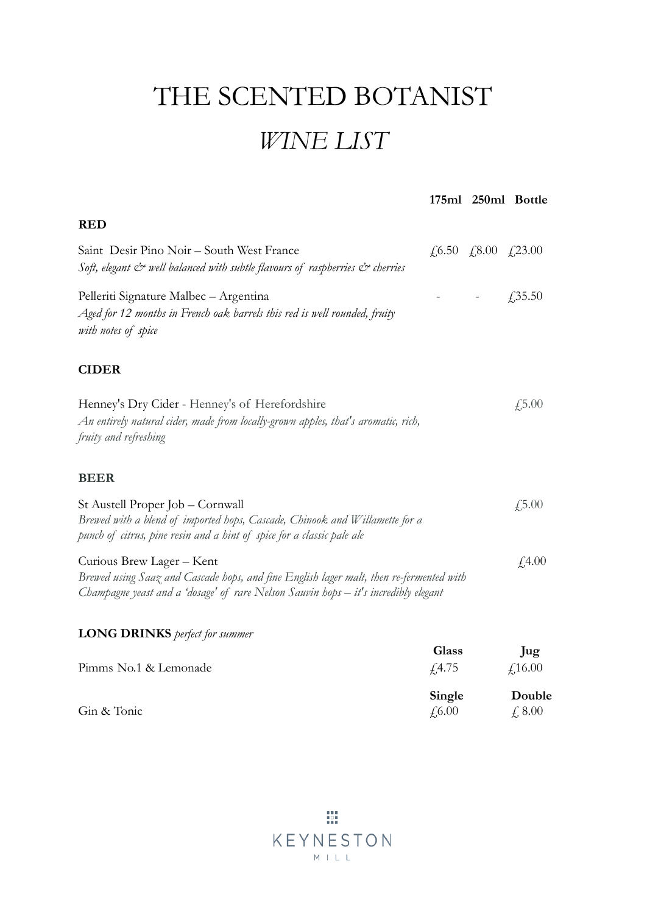# THE SCENTED BOTANIST

## *WINE LIST*

| | 175ml | 250ml | Bottle |
|---|---|---|---|
| **RED** | | | |
| Saint Desir Pino Noir – South West France<br>*Soft, elegant & well balanced with subtle flavours of raspberries & cherries* | £6.50 | £8.00 | £23.00 |
| Pelleriti Signature Malbec – Argentina<br>*Aged for 12 months in French oak barrels this red is well rounded, fruity with notes of spice* | - | - | £35.50 |

**CIDER**

| | |
|---|---|
| Henney's Dry Cider - Henney's of Herefordshire<br>*An entirely natural cider, made from locally-grown apples, that's aromatic, rich, fruity and refreshing* | £5.00 |

**BEER**

| | |
|---|---|
| St Austell Proper Job – Cornwall<br>*Brewed with a blend of imported hops, Cascade, Chinook and Willamette for a punch of citrus, pine resin and a hint of spice for a classic pale ale* | £5.00 |
| Curious Brew Lager – Kent<br>*Brewed using Saaz and Cascade hops, and fine English lager malt, then re-fermented with Champagne yeast and a 'dosage' of rare Nelson Sauvin hops – it's incredibly elegant* | £4.00 |

**LONG DRINKS** *perfect for summer*

| | Glass | Jug |
|---|---|---|
| Pimms No.1 & Lemonade | £4.75 | £16.00 |
| | **Single** | **Double** |
| Gin & Tonic | £6.00 | £ 8.00 |

KEYNESTON MILL